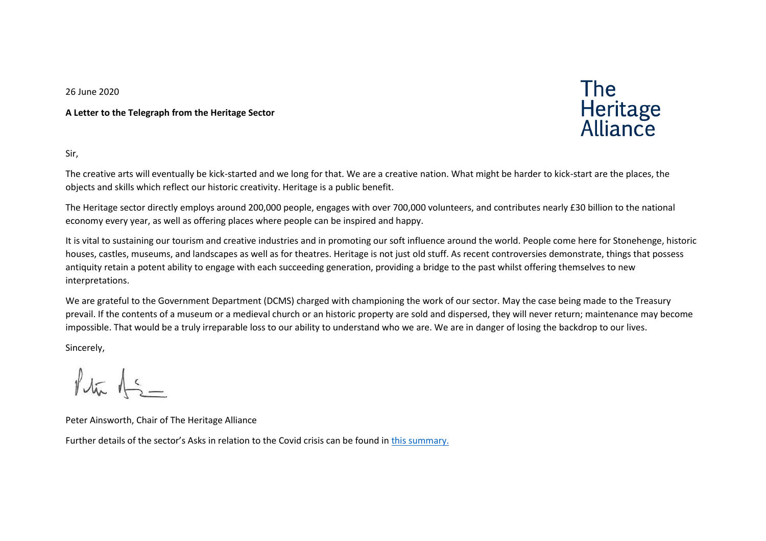26 June 2020

**A Letter to the Telegraph from the Heritage Sector**

The Heritage Alliance

Sir,

The creative arts will eventually be kick-started and we long for that. We are a creative nation. What might be harder to kick-start are the places, the objects and skills which reflect our historic creativity. Heritage is a public benefit.

The Heritage sector directly employs around 200,000 people, engages with over 700,000 volunteers, and contributes nearly £30 billion to the national economy every year, as well as offering places where people can be inspired and happy.

It is vital to sustaining our tourism and creative industries and in promoting our soft influence around the world. People come here for Stonehenge, historic houses, castles, museums, and landscapes as well as for theatres. Heritage is not just old stuff. As recent controversies demonstrate, things that possess antiquity retain a potent ability to engage with each succeeding generation, providing a bridge to the past whilst offering themselves to new interpretations.

We are grateful to the Government Department (DCMS) charged with championing the work of our sector. May the case being made to the Treasury prevail. If the contents of a museum or a medieval church or an historic property are sold and dispersed, they will never return; maintenance may become impossible. That would be a truly irreparable loss to our ability to understand who we are. We are in danger of losing the backdrop to our lives.

Sincerely,

Peter Ainsworth, Chair of The Heritage Alliance

Further details of the sector's Asks in relation to the Covid crisis can be found in [this summary.]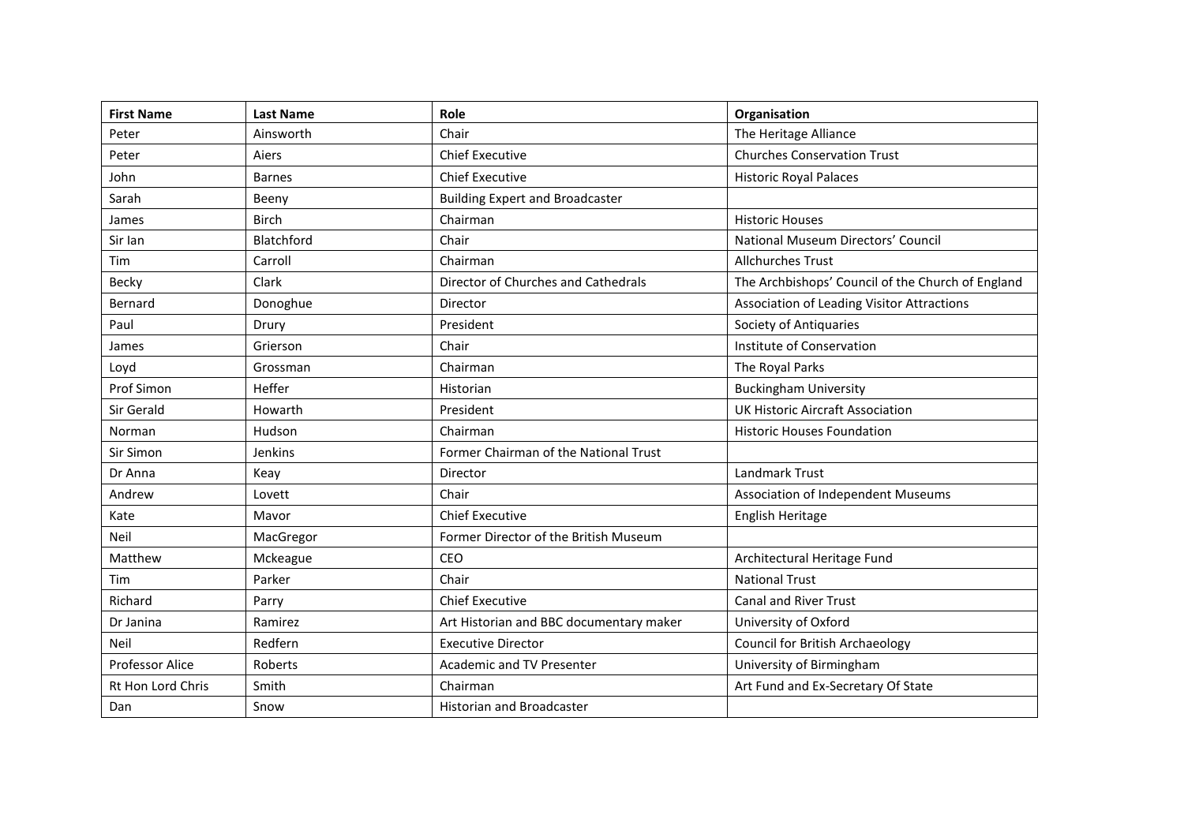| First Name | Last Name | Role | Organisation |
|---|---|---|---|
| Peter | Ainsworth | Chair | The Heritage Alliance |
| Peter | Aiers | Chief Executive | Churches Conservation Trust |
| John | Barnes | Chief Executive | Historic Royal Palaces |
| Sarah | Beeny | Building Expert and Broadcaster | |
| James | Birch | Chairman | Historic Houses |
| Sir Ian | Blatchford | Chair | National Museum Directors' Council |
| Tim | Carroll | Chairman | Allchurches Trust |
| Becky | Clark | Director of Churches and Cathedrals | The Archbishops' Council of the Church of England |
| Bernard | Donoghue | Director | Association of Leading Visitor Attractions |
| Paul | Drury | President | Society of Antiquaries |
| James | Grierson | Chair | Institute of Conservation |
| Loyd | Grossman | Chairman | The Royal Parks |
| Prof Simon | Heffer | Historian | Buckingham University |
| Sir Gerald | Howarth | President | UK Historic Aircraft Association |
| Norman | Hudson | Chairman | Historic Houses Foundation |
| Sir Simon | Jenkins | Former Chairman of the National Trust | |
| Dr Anna | Keay | Director | Landmark Trust |
| Andrew | Lovett | Chair | Association of Independent Museums |
| Kate | Mavor | Chief Executive | English Heritage |
| Neil | MacGregor | Former Director of the British Museum | |
| Matthew | Mckeague | CEO | Architectural Heritage Fund |
| Tim | Parker | Chair | National Trust |
| Richard | Parry | Chief Executive | Canal and River Trust |
| Dr Janina | Ramirez | Art Historian and BBC documentary maker | University of Oxford |
| Neil | Redfern | Executive Director | Council for British Archaeology |
| Professor Alice | Roberts | Academic and TV Presenter | University of Birmingham |
| Rt Hon Lord Chris | Smith | Chairman | Art Fund and Ex-Secretary Of State |
| Dan | Snow | Historian and Broadcaster | |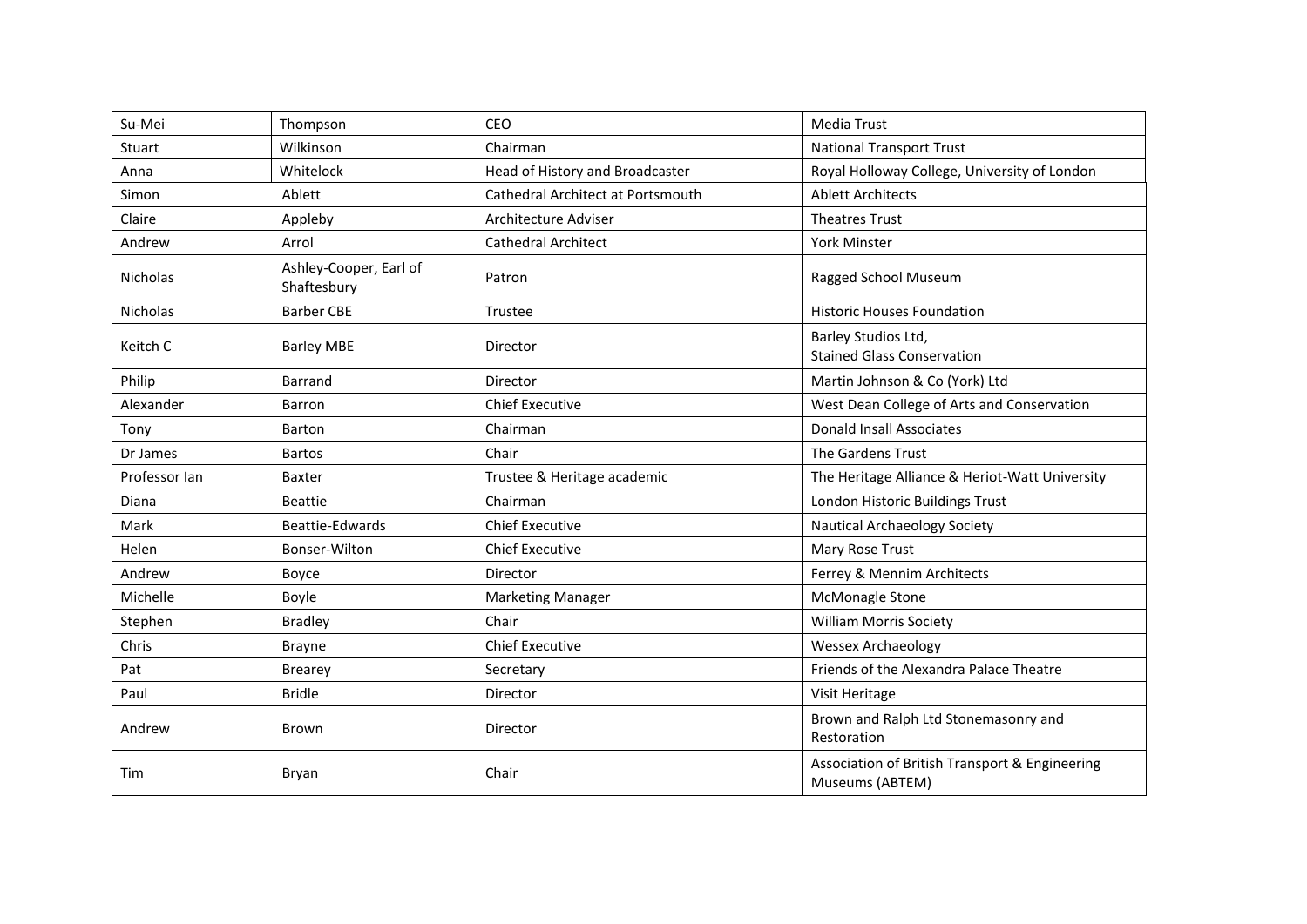| Su-Mei | Thompson | CEO | Media Trust |
|---|---|---|---|
| Stuart | Wilkinson | Chairman | National Transport Trust |
| Anna | Whitelock | Head of History and Broadcaster | Royal Holloway College, University of London |
| Simon | Ablett | Cathedral Architect at Portsmouth | Ablett Architects |
| Claire | Appleby | Architecture Adviser | Theatres Trust |
| Andrew | Arrol | Cathedral Architect | York Minster |
| Nicholas | Ashley-Cooper, Earl of Shaftesbury | Patron | Ragged School Museum |
| Nicholas | Barber CBE | Trustee | Historic Houses Foundation |
| Keitch C | Barley MBE | Director | Barley Studios Ltd, Stained Glass Conservation |
| Philip | Barrand | Director | Martin Johnson & Co (York) Ltd |
| Alexander | Barron | Chief Executive | West Dean College of Arts and Conservation |
| Tony | Barton | Chairman | Donald Insall Associates |
| Dr James | Bartos | Chair | The Gardens Trust |
| Professor Ian | Baxter | Trustee & Heritage academic | The Heritage Alliance & Heriot-Watt University |
| Diana | Beattie | Chairman | London Historic Buildings Trust |
| Mark | Beattie-Edwards | Chief Executive | Nautical Archaeology Society |
| Helen | Bonser-Wilton | Chief Executive | Mary Rose Trust |
| Andrew | Boyce | Director | Ferrey & Mennim Architects |
| Michelle | Boyle | Marketing Manager | McMonagle Stone |
| Stephen | Bradley | Chair | William Morris Society |
| Chris | Brayne | Chief Executive | Wessex Archaeology |
| Pat | Brearey | Secretary | Friends of the Alexandra Palace Theatre |
| Paul | Bridle | Director | Visit Heritage |
| Andrew | Brown | Director | Brown and Ralph Ltd Stonemasonry and Restoration |
| Tim | Bryan | Chair | Association of British Transport & Engineering Museums (ABTEM) |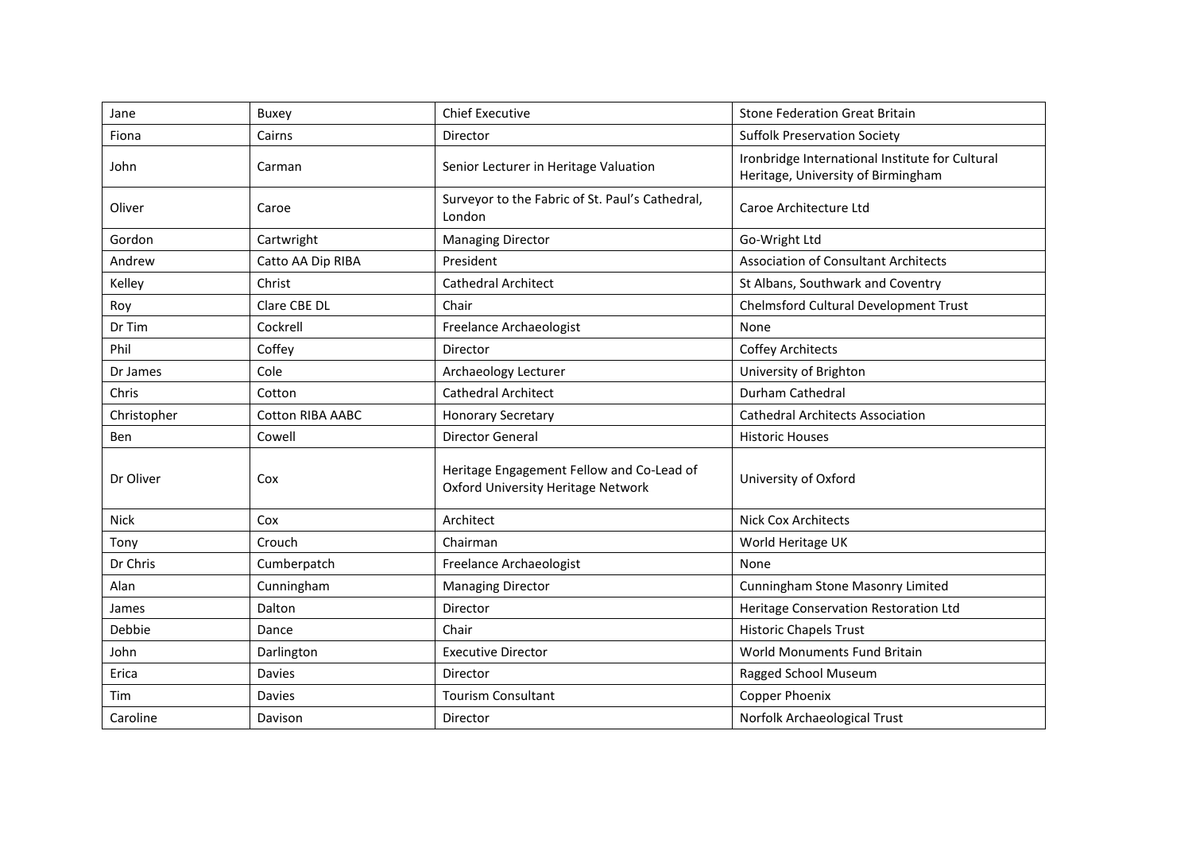| Jane | Buxey | Chief Executive | Stone Federation Great Britain |
|---|---|---|---|
| Fiona | Cairns | Director | Suffolk Preservation Society |
| John | Carman | Senior Lecturer in Heritage Valuation | Ironbridge International Institute for Cultural Heritage, University of Birmingham |
| Oliver | Caroe | Surveyor to the Fabric of St. Paul's Cathedral, London | Caroe Architecture Ltd |
| Gordon | Cartwright | Managing Director | Go-Wright Ltd |
| Andrew | Catto AA Dip RIBA | President | Association of Consultant Architects |
| Kelley | Christ | Cathedral Architect | St Albans, Southwark and Coventry |
| Roy | Clare CBE DL | Chair | Chelmsford Cultural Development Trust |
| Dr Tim | Cockrell | Freelance Archaeologist | None |
| Phil | Coffey | Director | Coffey Architects |
| Dr James | Cole | Archaeology Lecturer | University of Brighton |
| Chris | Cotton | Cathedral Architect | Durham Cathedral |
| Christopher | Cotton RIBA AABC | Honorary Secretary | Cathedral Architects Association |
| Ben | Cowell | Director General | Historic Houses |
| Dr Oliver | Cox | Heritage Engagement Fellow and Co-Lead of Oxford University Heritage Network | University of Oxford |
| Nick | Cox | Architect | Nick Cox Architects |
| Tony | Crouch | Chairman | World Heritage UK |
| Dr Chris | Cumberpatch | Freelance Archaeologist | None |
| Alan | Cunningham | Managing Director | Cunningham Stone Masonry Limited |
| James | Dalton | Director | Heritage Conservation Restoration Ltd |
| Debbie | Dance | Chair | Historic Chapels Trust |
| John | Darlington | Executive Director | World Monuments Fund Britain |
| Erica | Davies | Director | Ragged School Museum |
| Tim | Davies | Tourism Consultant | Copper Phoenix |
| Caroline | Davison | Director | Norfolk Archaeological Trust |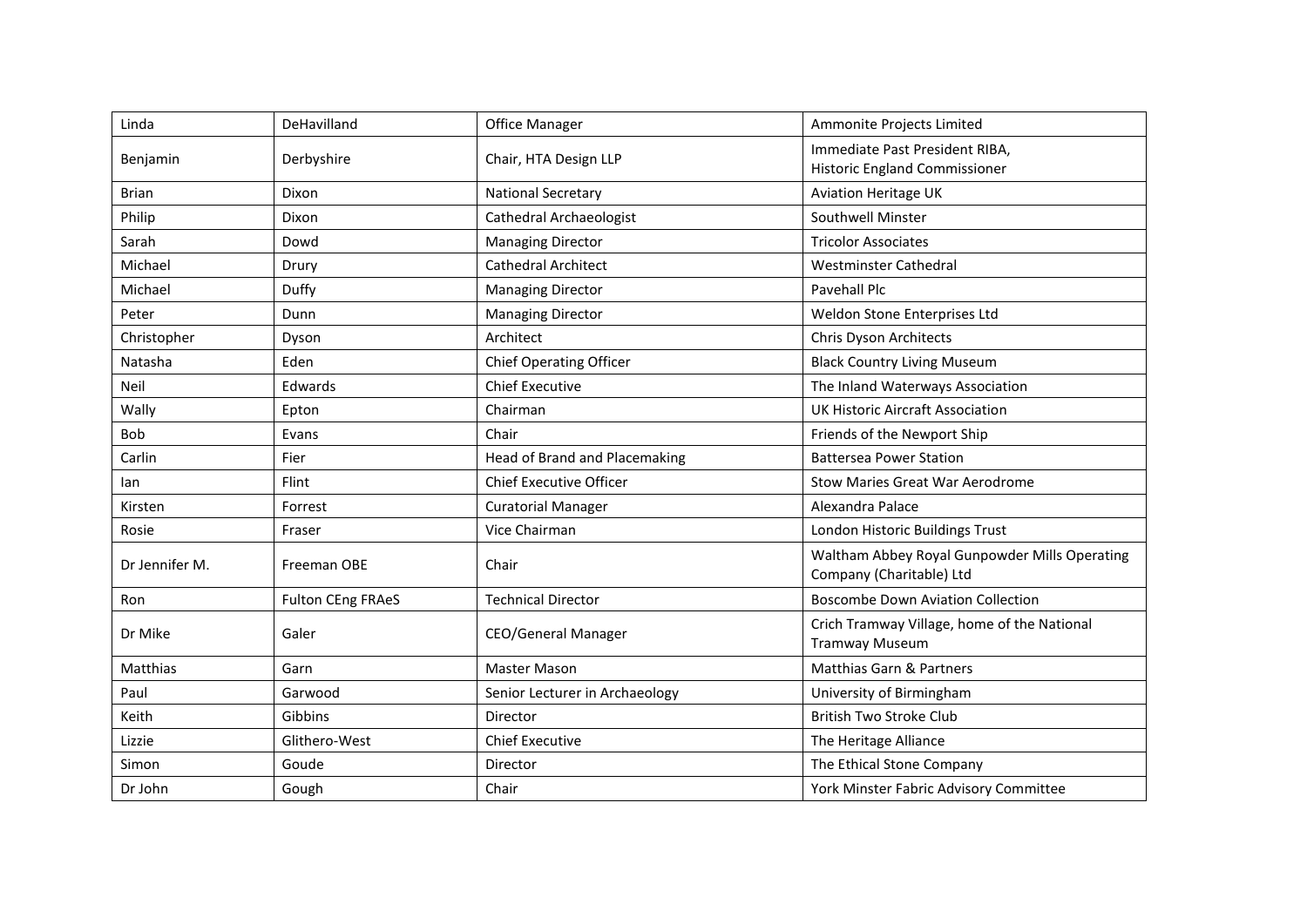| Linda | DeHavilland | Office Manager | Ammonite Projects Limited |
|---|---|---|---|
| Benjamin | Derbyshire | Chair, HTA Design LLP | Immediate Past President RIBA, Historic England Commissioner |
| Brian | Dixon | National Secretary | Aviation Heritage UK |
| Philip | Dixon | Cathedral Archaeologist | Southwell Minster |
| Sarah | Dowd | Managing Director | Tricolor Associates |
| Michael | Drury | Cathedral Architect | Westminster Cathedral |
| Michael | Duffy | Managing Director | Pavehall Plc |
| Peter | Dunn | Managing Director | Weldon Stone Enterprises Ltd |
| Christopher | Dyson | Architect | Chris Dyson Architects |
| Natasha | Eden | Chief Operating Officer | Black Country Living Museum |
| Neil | Edwards | Chief Executive | The Inland Waterways Association |
| Wally | Epton | Chairman | UK Historic Aircraft Association |
| Bob | Evans | Chair | Friends of the Newport Ship |
| Carlin | Fier | Head of Brand and Placemaking | Battersea Power Station |
| Ian | Flint | Chief Executive Officer | Stow Maries Great War Aerodrome |
| Kirsten | Forrest | Curatorial Manager | Alexandra Palace |
| Rosie | Fraser | Vice Chairman | London Historic Buildings Trust |
| Dr Jennifer M. | Freeman OBE | Chair | Waltham Abbey Royal Gunpowder Mills Operating Company (Charitable) Ltd |
| Ron | Fulton CEng FRAeS | Technical Director | Boscombe Down Aviation Collection |
| Dr Mike | Galer | CEO/General Manager | Crich Tramway Village, home of the National Tramway Museum |
| Matthias | Garn | Master Mason | Matthias Garn & Partners |
| Paul | Garwood | Senior Lecturer in Archaeology | University of Birmingham |
| Keith | Gibbins | Director | British Two Stroke Club |
| Lizzie | Glithero-West | Chief Executive | The Heritage Alliance |
| Simon | Goude | Director | The Ethical Stone Company |
| Dr John | Gough | Chair | York Minster Fabric Advisory Committee |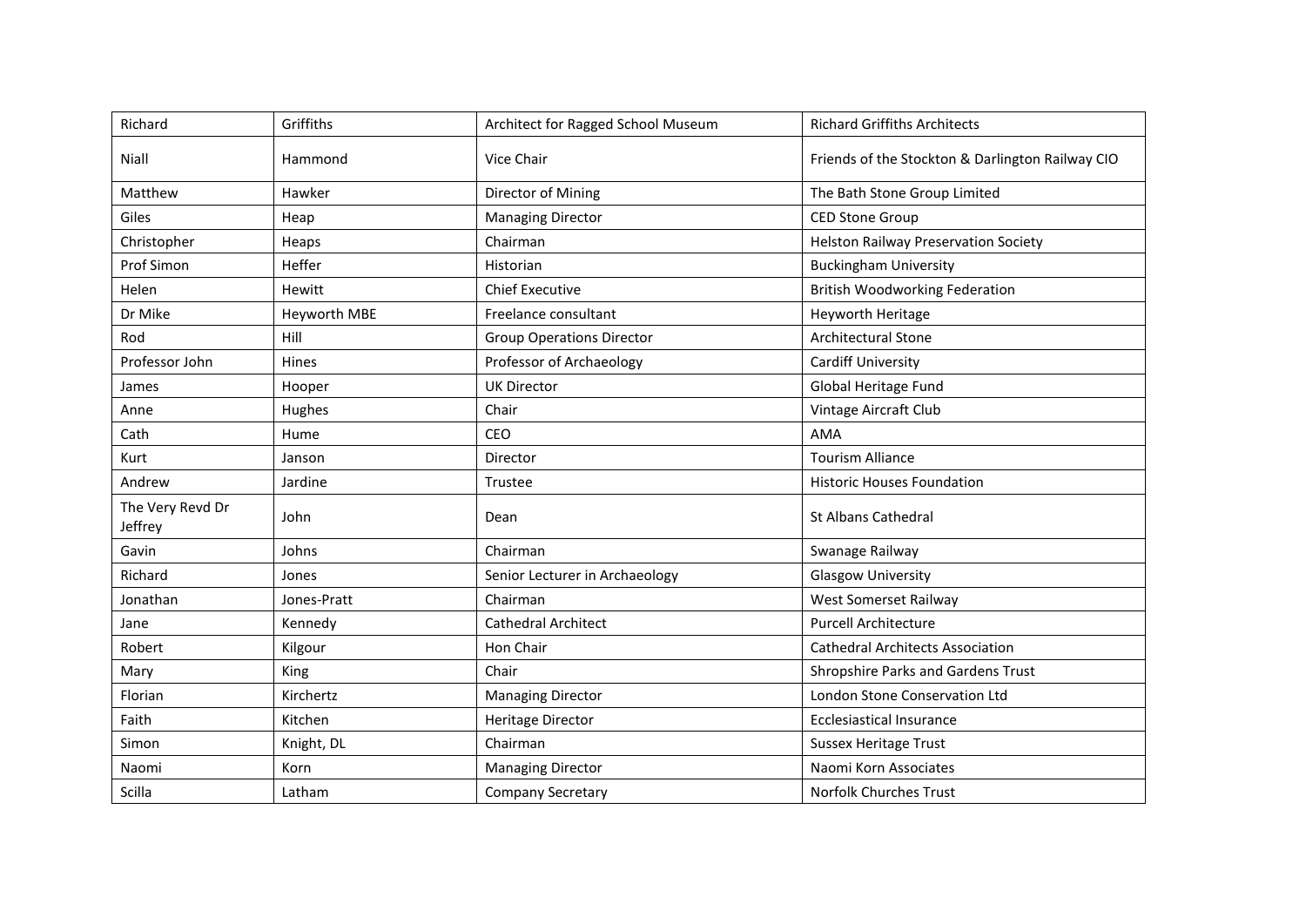| Richard | Griffiths | Architect for Ragged School Museum | Richard Griffiths Architects |
|---|---|---|---|
| Niall | Hammond | Vice Chair | Friends of the Stockton & Darlington Railway CIO |
| Matthew | Hawker | Director of Mining | The Bath Stone Group Limited |
| Giles | Heap | Managing Director | CED Stone Group |
| Christopher | Heaps | Chairman | Helston Railway Preservation Society |
| Prof Simon | Heffer | Historian | Buckingham University |
| Helen | Hewitt | Chief Executive | British Woodworking Federation |
| Dr Mike | Heyworth MBE | Freelance consultant | Heyworth Heritage |
| Rod | Hill | Group Operations Director | Architectural Stone |
| Professor John | Hines | Professor of Archaeology | Cardiff University |
| James | Hooper | UK Director | Global Heritage Fund |
| Anne | Hughes | Chair | Vintage Aircraft Club |
| Cath | Hume | CEO | AMA |
| Kurt | Janson | Director | Tourism Alliance |
| Andrew | Jardine | Trustee | Historic Houses Foundation |
| The Very Revd Dr Jeffrey | John | Dean | St Albans Cathedral |
| Gavin | Johns | Chairman | Swanage Railway |
| Richard | Jones | Senior Lecturer in Archaeology | Glasgow University |
| Jonathan | Jones-Pratt | Chairman | West Somerset Railway |
| Jane | Kennedy | Cathedral Architect | Purcell Architecture |
| Robert | Kilgour | Hon Chair | Cathedral Architects Association |
| Mary | King | Chair | Shropshire Parks and Gardens Trust |
| Florian | Kirchertz | Managing Director | London Stone Conservation Ltd |
| Faith | Kitchen | Heritage Director | Ecclesiastical Insurance |
| Simon | Knight, DL | Chairman | Sussex Heritage Trust |
| Naomi | Korn | Managing Director | Naomi Korn Associates |
| Scilla | Latham | Company Secretary | Norfolk Churches Trust |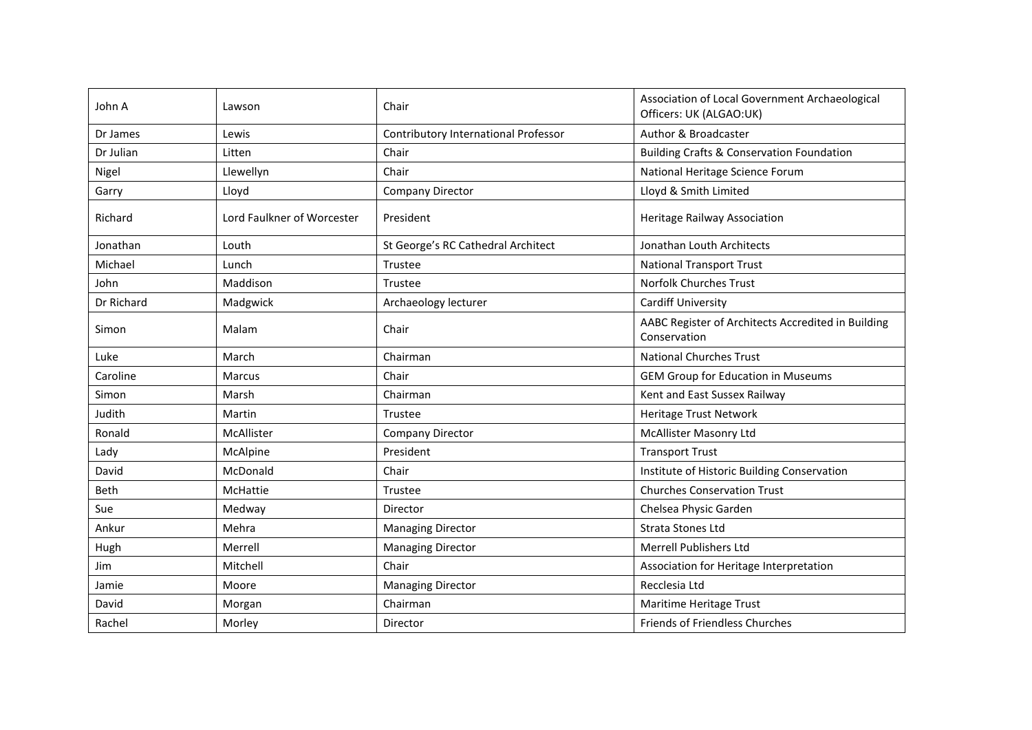| John A | Lawson | Chair | Association of Local Government Archaeological Officers: UK (ALGAO:UK) |
|---|---|---|---|
| Dr James | Lewis | Contributory International Professor | Author & Broadcaster |
| Dr Julian | Litten | Chair | Building Crafts & Conservation Foundation |
| Nigel | Llewellyn | Chair | National Heritage Science Forum |
| Garry | Lloyd | Company Director | Lloyd & Smith Limited |
| Richard | Lord Faulkner of Worcester | President | Heritage Railway Association |
| Jonathan | Louth | St George's RC Cathedral Architect | Jonathan Louth Architects |
| Michael | Lunch | Trustee | National Transport Trust |
| John | Maddison | Trustee | Norfolk Churches Trust |
| Dr Richard | Madgwick | Archaeology lecturer | Cardiff University |
| Simon | Malam | Chair | AABC Register of Architects Accredited in Building Conservation |
| Luke | March | Chairman | National Churches Trust |
| Caroline | Marcus | Chair | GEM Group for Education in Museums |
| Simon | Marsh | Chairman | Kent and East Sussex Railway |
| Judith | Martin | Trustee | Heritage Trust Network |
| Ronald | McAllister | Company Director | McAllister Masonry Ltd |
| Lady | McAlpine | President | Transport Trust |
| David | McDonald | Chair | Institute of Historic Building Conservation |
| Beth | McHattie | Trustee | Churches Conservation Trust |
| Sue | Medway | Director | Chelsea Physic Garden |
| Ankur | Mehra | Managing Director | Strata Stones Ltd |
| Hugh | Merrell | Managing Director | Merrell Publishers Ltd |
| Jim | Mitchell | Chair | Association for Heritage Interpretation |
| Jamie | Moore | Managing Director | Recclesia Ltd |
| David | Morgan | Chairman | Maritime Heritage Trust |
| Rachel | Morley | Director | Friends of Friendless Churches |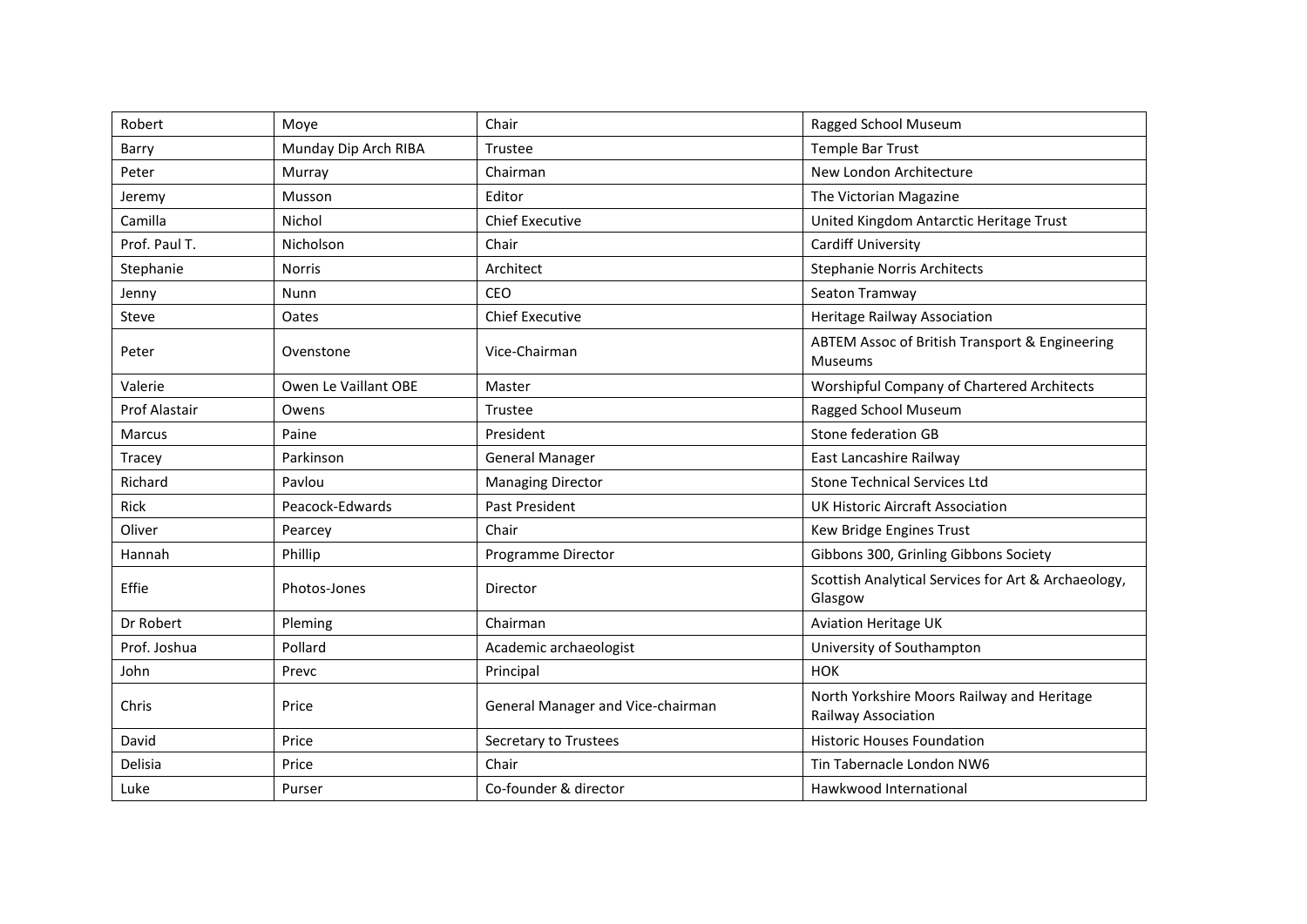| Robert | Moye | Chair | Ragged School Museum |
|---|---|---|---|
| Barry | Munday Dip Arch RIBA | Trustee | Temple Bar Trust |
| Peter | Murray | Chairman | New London Architecture |
| Jeremy | Musson | Editor | The Victorian Magazine |
| Camilla | Nichol | Chief Executive | United Kingdom Antarctic Heritage Trust |
| Prof. Paul T. | Nicholson | Chair | Cardiff University |
| Stephanie | Norris | Architect | Stephanie Norris Architects |
| Jenny | Nunn | CEO | Seaton Tramway |
| Steve | Oates | Chief Executive | Heritage Railway Association |
| Peter | Ovenstone | Vice-Chairman | ABTEM Assoc of British Transport & Engineering Museums |
| Valerie | Owen Le Vaillant OBE | Master | Worshipful Company of Chartered Architects |
| Prof Alastair | Owens | Trustee | Ragged School Museum |
| Marcus | Paine | President | Stone federation GB |
| Tracey | Parkinson | General Manager | East Lancashire Railway |
| Richard | Pavlou | Managing Director | Stone Technical Services Ltd |
| Rick | Peacock-Edwards | Past President | UK Historic Aircraft Association |
| Oliver | Pearcey | Chair | Kew Bridge Engines Trust |
| Hannah | Phillip | Programme Director | Gibbons 300, Grinling Gibbons Society |
| Effie | Photos-Jones | Director | Scottish Analytical Services for Art & Archaeology, Glasgow |
| Dr Robert | Pleming | Chairman | Aviation Heritage UK |
| Prof. Joshua | Pollard | Academic archaeologist | University of Southampton |
| John | Prevc | Principal | HOK |
| Chris | Price | General Manager and Vice-chairman | North Yorkshire Moors Railway and Heritage Railway Association |
| David | Price | Secretary to Trustees | Historic Houses Foundation |
| Delisia | Price | Chair | Tin Tabernacle London NW6 |
| Luke | Purser | Co-founder & director | Hawkwood International |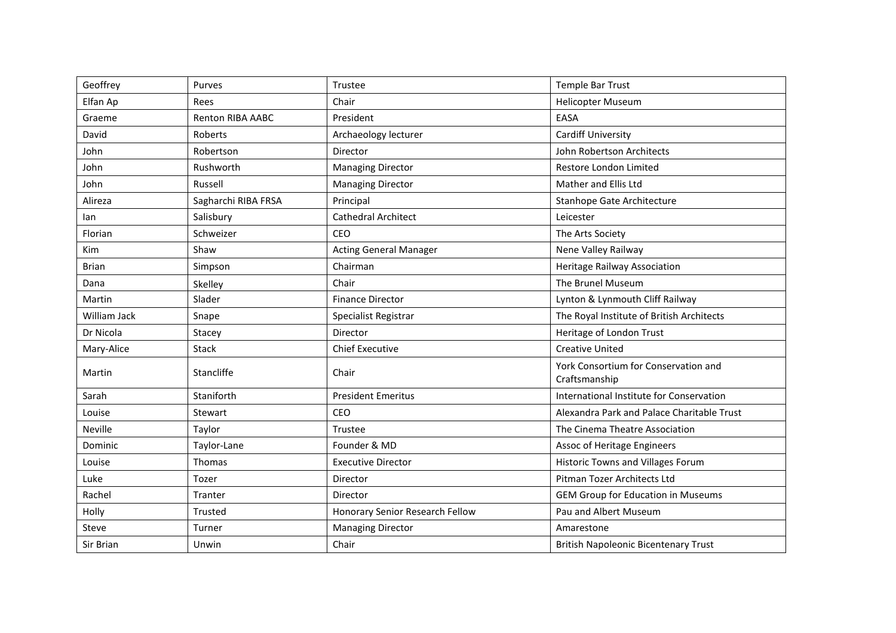| Geoffrey | Purves | Trustee | Temple Bar Trust |
|---|---|---|---|
| Elfan Ap | Rees | Chair | Helicopter Museum |
| Graeme | Renton RIBA AABC | President | EASA |
| David | Roberts | Archaeology lecturer | Cardiff University |
| John | Robertson | Director | John Robertson Architects |
| John | Rushworth | Managing Director | Restore London Limited |
| John | Russell | Managing Director | Mather and Ellis Ltd |
| Alireza | Sagharchi RIBA FRSA | Principal | Stanhope Gate Architecture |
| Ian | Salisbury | Cathedral Architect | Leicester |
| Florian | Schweizer | CEO | The Arts Society |
| Kim | Shaw | Acting General Manager | Nene Valley Railway |
| Brian | Simpson | Chairman | Heritage Railway Association |
| Dana | Skelley | Chair | The Brunel Museum |
| Martin | Slader | Finance Director | Lynton & Lynmouth Cliff Railway |
| William Jack | Snape | Specialist Registrar | The Royal Institute of British Architects |
| Dr Nicola | Stacey | Director | Heritage of London Trust |
| Mary-Alice | Stack | Chief Executive | Creative United |
| Martin | Stancliffe | Chair | York Consortium for Conservation and Craftsmanship |
| Sarah | Staniforth | President Emeritus | International Institute for Conservation |
| Louise | Stewart | CEO | Alexandra Park and Palace Charitable Trust |
| Neville | Taylor | Trustee | The Cinema Theatre Association |
| Dominic | Taylor-Lane | Founder & MD | Assoc of Heritage Engineers |
| Louise | Thomas | Executive Director | Historic Towns and Villages Forum |
| Luke | Tozer | Director | Pitman Tozer Architects Ltd |
| Rachel | Tranter | Director | GEM Group for Education in Museums |
| Holly | Trusted | Honorary Senior Research Fellow | Pau and Albert Museum |
| Steve | Turner | Managing Director | Amarestone |
| Sir Brian | Unwin | Chair | British Napoleonic Bicentenary Trust |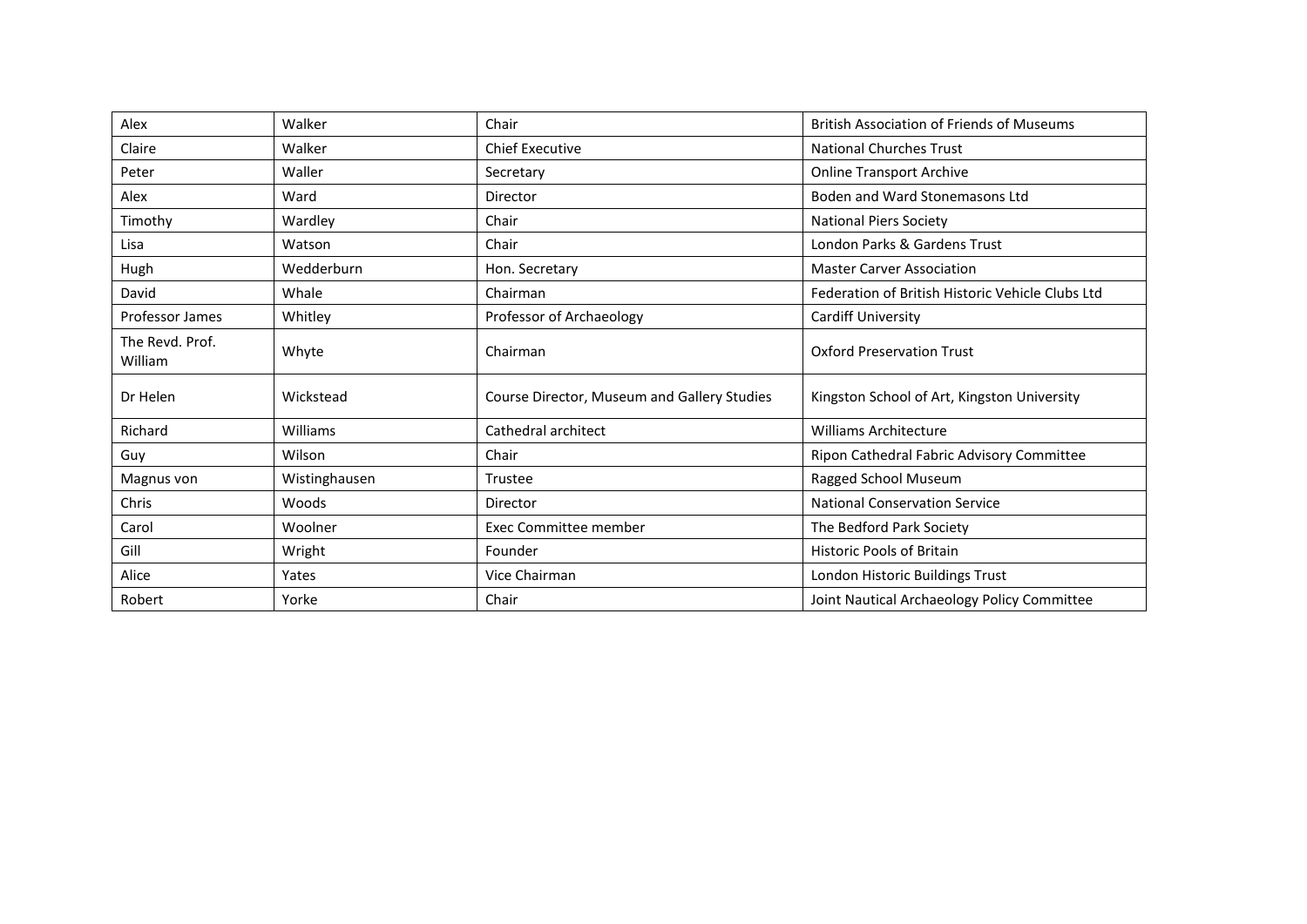| | | | |
|---|---|---|---|
| Alex | Walker | Chair | British Association of Friends of Museums |
| Claire | Walker | Chief Executive | National Churches Trust |
| Peter | Waller | Secretary | Online Transport Archive |
| Alex | Ward | Director | Boden and Ward Stonemasons Ltd |
| Timothy | Wardley | Chair | National Piers Society |
| Lisa | Watson | Chair | London Parks & Gardens Trust |
| Hugh | Wedderburn | Hon. Secretary | Master Carver Association |
| David | Whale | Chairman | Federation of British Historic Vehicle Clubs Ltd |
| Professor James | Whitley | Professor of Archaeology | Cardiff University |
| The Revd. Prof. William | Whyte | Chairman | Oxford Preservation Trust |
| Dr Helen | Wickstead | Course Director, Museum and Gallery Studies | Kingston School of Art, Kingston University |
| Richard | Williams | Cathedral architect | Williams Architecture |
| Guy | Wilson | Chair | Ripon Cathedral Fabric Advisory Committee |
| Magnus von | Wistinghausen | Trustee | Ragged School Museum |
| Chris | Woods | Director | National Conservation Service |
| Carol | Woolner | Exec Committee member | The Bedford Park Society |
| Gill | Wright | Founder | Historic Pools of Britain |
| Alice | Yates | Vice Chairman | London Historic Buildings Trust |
| Robert | Yorke | Chair | Joint Nautical Archaeology Policy Committee |